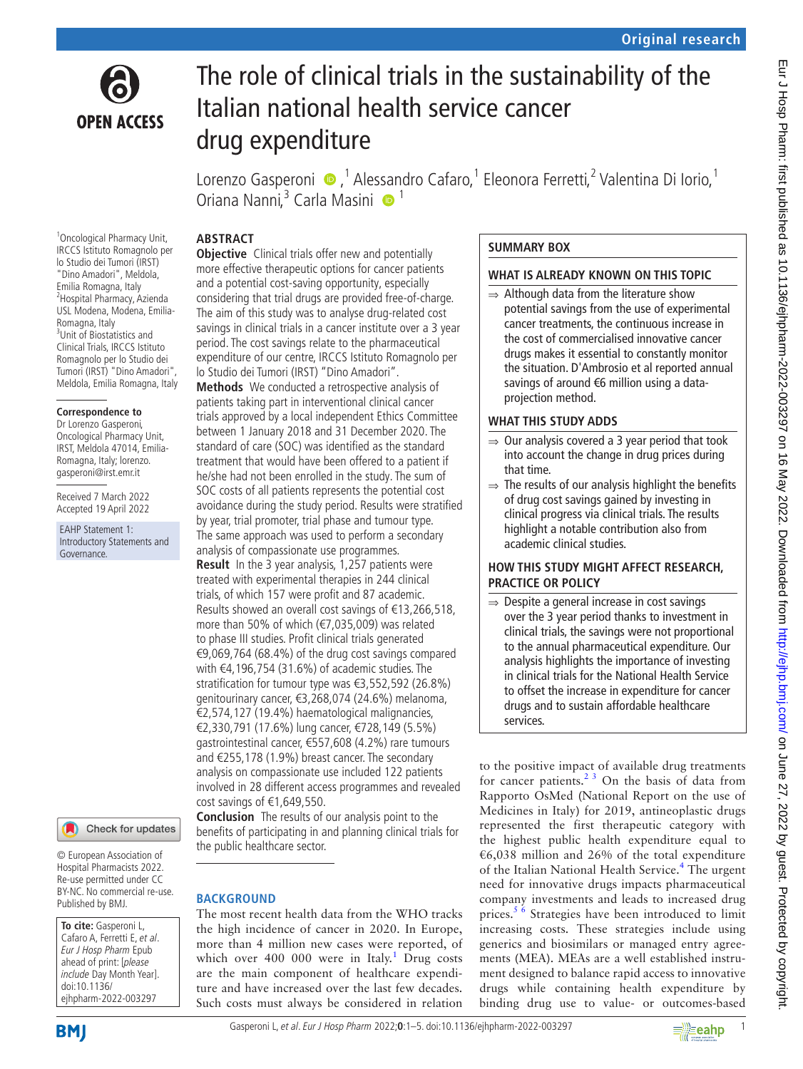Original research

# The role of clinical trials in the sustainability of the Italian national health service cancer drug expenditure

Lorenzo Gasperoni,[1] Alessandro Cafaro,[1] Eleonora Ferretti,[2] Valentina Di Iorio,[1] Oriana Nanni,[3] Carla Masini[1]

[1]Oncological Pharmacy Unit, IRCCS Istituto Romagnolo per lo Studio dei Tumori (IRST) "Dino Amadori", Meldola, Emilia Romagna, Italy
[2]Hospital Pharmacy, Azienda USL Modena, Modena, Emilia-Romagna, Italy
[3]Unit of Biostatistics and Clinical Trials, IRCCS Istituto Romagnolo per lo Studio dei Tumori (IRST) "Dino Amadori", Meldola, Emilia Romagna, Italy

**Correspondence to**
Dr Lorenzo Gasperoni, Oncological Pharmacy Unit, IRST, Meldola 47014, Emilia-Romagna, Italy; lorenzo.gasperoni@irst.emr.it

Received 7 March 2022
Accepted 19 April 2022

EAHP Statement 1: Introductory Statements and Governance.

© European Association of Hospital Pharmacists 2022. Re-use permitted under CC BY-NC. No commercial re-use. Published by BMJ.

**To cite:** Gasperoni L, Cafaro A, Ferretti E, *et al*. *Eur J Hosp Pharm* Epub ahead of print: [*please include* Day Month Year]. doi:10.1136/ejhpharm-2022-003297

## ABSTRACT

**Objective** Clinical trials offer new and potentially more effective therapeutic options for cancer patients and a potential cost-saving opportunity, especially considering that trial drugs are provided free-of-charge. The aim of this study was to analyse drug-related cost savings in clinical trials in a cancer institute over a 3 year period. The cost savings relate to the pharmaceutical expenditure of our centre, IRCCS Istituto Romagnolo per lo Studio dei Tumori (IRST) "Dino Amadori".

**Methods** We conducted a retrospective analysis of patients taking part in interventional clinical cancer trials approved by a local independent Ethics Committee between 1 January 2018 and 31 December 2020. The standard of care (SOC) was identified as the standard treatment that would have been offered to a patient if he/she had not been enrolled in the study. The sum of SOC costs of all patients represents the potential cost avoidance during the study period. Results were stratified by year, trial promoter, trial phase and tumour type. The same approach was used to perform a secondary analysis of compassionate use programmes.

**Result** In the 3 year analysis, 1,257 patients were treated with experimental therapies in 244 clinical trials, of which 157 were profit and 87 academic. Results showed an overall cost savings of €13,266,518, more than 50% of which (€7,035,009) was related to phase III studies. Profit clinical trials generated €9,069,764 (68.4%) of the drug cost savings compared with €4,196,754 (31.6%) of academic studies. The stratification for tumour type was €3,552,592 (26.8%) genitourinary cancer, €3,268,074 (24.6%) melanoma, €2,574,127 (19.4%) haematological malignancies, €2,330,791 (17.6%) lung cancer, €728,149 (5.5%) gastrointestinal cancer, €557,608 (4.2%) rare tumours and €255,178 (1.9%) breast cancer. The secondary analysis on compassionate use included 122 patients involved in 28 different access programmes and revealed cost savings of €1,649,550.

**Conclusion** The results of our analysis point to the benefits of participating in and planning clinical trials for the public healthcare sector.

## SUMMARY BOX

### WHAT IS ALREADY KNOWN ON THIS TOPIC

⇒ Although data from the literature show potential savings from the use of experimental cancer treatments, the continuous increase in the cost of commercialised innovative cancer drugs makes it essential to constantly monitor the situation. D'Ambrosio et al reported annual savings of around €6 million using a data-projection method.

### WHAT THIS STUDY ADDS

⇒ Our analysis covered a 3 year period that took into account the change in drug prices during that time.

⇒ The results of our analysis highlight the benefits of drug cost savings gained by investing in clinical progress via clinical trials. The results highlight a notable contribution also from academic clinical studies.

### HOW THIS STUDY MIGHT AFFECT RESEARCH, PRACTICE OR POLICY

⇒ Despite a general increase in cost savings over the 3 year period thanks to investment in clinical trials, the savings were not proportional to the annual pharmaceutical expenditure. Our analysis highlights the importance of investing in clinical trials for the National Health Service to offset the increase in expenditure for cancer drugs and to sustain affordable healthcare services.

## BACKGROUND

The most recent health data from the WHO tracks the high incidence of cancer in 2020. In Europe, more than 4 million new cases were reported, of which over 400 000 were in Italy.[1] Drug costs are the main component of healthcare expenditure and have increased over the last few decades. Such costs must always be considered in relation to the positive impact of available drug treatments for cancer patients.[2 3] On the basis of data from Rapporto OsMed (National Report on the use of Medicines in Italy) for 2019, antineoplastic drugs represented the first therapeutic category with the highest public health expenditure equal to €6,038 million and 26% of the total expenditure of the Italian National Health Service.[4] The urgent need for innovative drugs impacts pharmaceutical company investments and leads to increased drug prices.[5 6] Strategies have been introduced to limit increasing costs. These strategies include using generics and biosimilars or managed entry agreements (MEA). MEAs are a well established instrument designed to balance rapid access to innovative drugs while containing health expenditure by binding drug use to value- or outcomes-based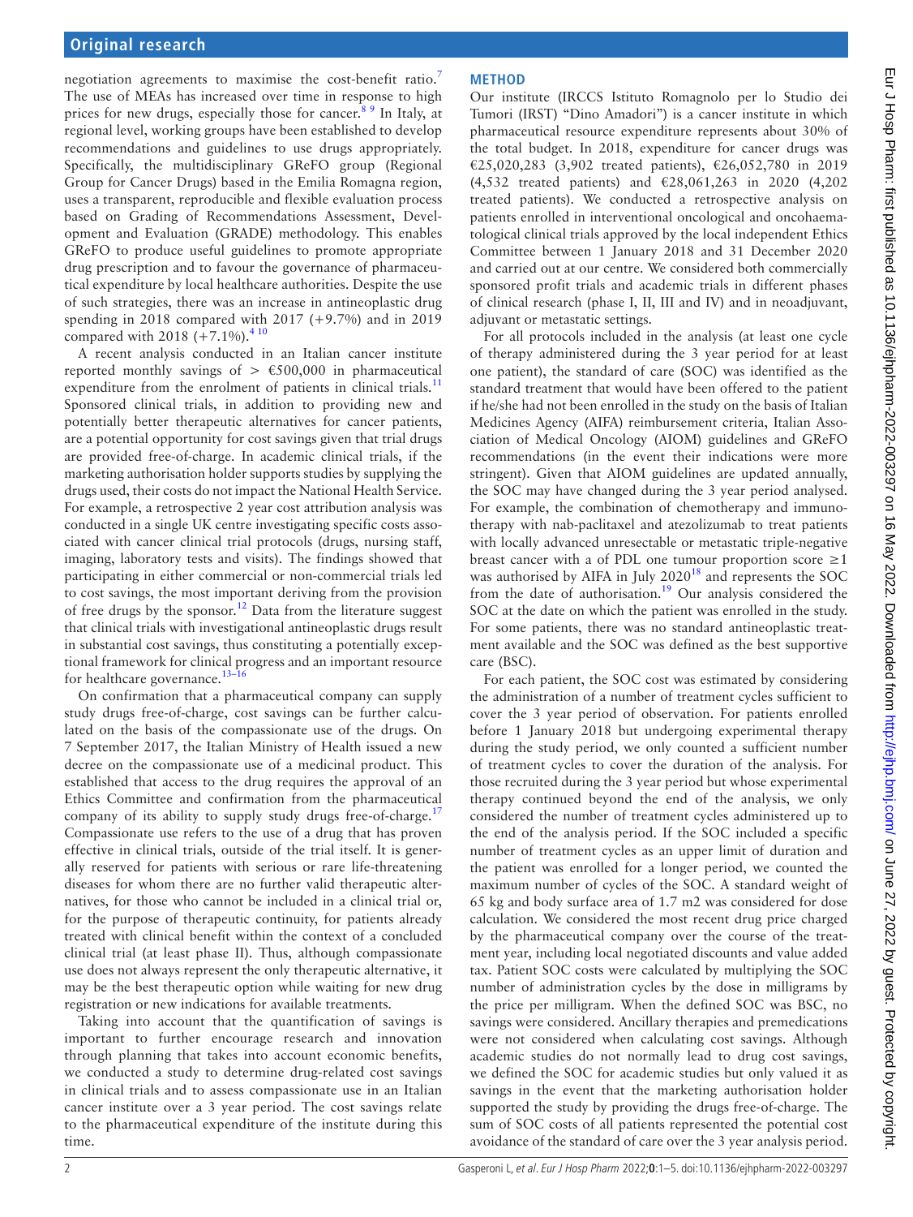negotiation agreements to maximise the cost-benefit ratio.[7] The use of MEAs has increased over time in response to high prices for new drugs, especially those for cancer.[8 9] In Italy, at regional level, working groups have been established to develop recommendations and guidelines to use drugs appropriately. Specifically, the multidisciplinary GReFO group (Regional Group for Cancer Drugs) based in the Emilia Romagna region, uses a transparent, reproducible and flexible evaluation process based on Grading of Recommendations Assessment, Development and Evaluation (GRADE) methodology. This enables GReFO to produce useful guidelines to promote appropriate drug prescription and to favour the governance of pharmaceutical expenditure by local healthcare authorities. Despite the use of such strategies, there was an increase in antineoplastic drug spending in 2018 compared with 2017 (+9.7%) and in 2019 compared with 2018 (+7.1%).[4 10]

A recent analysis conducted in an Italian cancer institute reported monthly savings of > €500,000 in pharmaceutical expenditure from the enrolment of patients in clinical trials.[11] Sponsored clinical trials, in addition to providing new and potentially better therapeutic alternatives for cancer patients, are a potential opportunity for cost savings given that trial drugs are provided free-of-charge. In academic clinical trials, if the marketing authorisation holder supports studies by supplying the drugs used, their costs do not impact the National Health Service. For example, a retrospective 2 year cost attribution analysis was conducted in a single UK centre investigating specific costs associated with cancer clinical trial protocols (drugs, nursing staff, imaging, laboratory tests and visits). The findings showed that participating in either commercial or non-commercial trials led to cost savings, the most important deriving from the provision of free drugs by the sponsor.[12] Data from the literature suggest that clinical trials with investigational antineoplastic drugs result in substantial cost savings, thus constituting a potentially exceptional framework for clinical progress and an important resource for healthcare governance.[13–16]

On confirmation that a pharmaceutical company can supply study drugs free-of-charge, cost savings can be further calculated on the basis of the compassionate use of the drugs. On 7 September 2017, the Italian Ministry of Health issued a new decree on the compassionate use of a medicinal product. This established that access to the drug requires the approval of an Ethics Committee and confirmation from the pharmaceutical company of its ability to supply study drugs free-of-charge.[17] Compassionate use refers to the use of a drug that has proven effective in clinical trials, outside of the trial itself. It is generally reserved for patients with serious or rare life-threatening diseases for whom there are no further valid therapeutic alternatives, for those who cannot be included in a clinical trial or, for the purpose of therapeutic continuity, for patients already treated with clinical benefit within the context of a concluded clinical trial (at least phase II). Thus, although compassionate use does not always represent the only therapeutic alternative, it may be the best therapeutic option while waiting for new drug registration or new indications for available treatments.

Taking into account that the quantification of savings is important to further encourage research and innovation through planning that takes into account economic benefits, we conducted a study to determine drug-related cost savings in clinical trials and to assess compassionate use in an Italian cancer institute over a 3 year period. The cost savings relate to the pharmaceutical expenditure of the institute during this time.

## METHOD

Our institute (IRCCS Istituto Romagnolo per lo Studio dei Tumori (IRST) "Dino Amadori") is a cancer institute in which pharmaceutical resource expenditure represents about 30% of the total budget. In 2018, expenditure for cancer drugs was €25,020,283 (3,902 treated patients), €26,052,780 in 2019 (4,532 treated patients) and €28,061,263 in 2020 (4,202 treated patients). We conducted a retrospective analysis on patients enrolled in interventional oncological and oncohaematological clinical trials approved by the local independent Ethics Committee between 1 January 2018 and 31 December 2020 and carried out at our centre. We considered both commercially sponsored profit trials and academic trials in different phases of clinical research (phase I, II, III and IV) and in neoadjuvant, adjuvant or metastatic settings.

For all protocols included in the analysis (at least one cycle of therapy administered during the 3 year period for at least one patient), the standard of care (SOC) was identified as the standard treatment that would have been offered to the patient if he/she had not been enrolled in the study on the basis of Italian Medicines Agency (AIFA) reimbursement criteria, Italian Association of Medical Oncology (AIOM) guidelines and GReFO recommendations (in the event their indications were more stringent). Given that AIOM guidelines are updated annually, the SOC may have changed during the 3 year period analysed. For example, the combination of chemotherapy and immunotherapy with nab-paclitaxel and atezolizumab to treat patients with locally advanced unresectable or metastatic triple-negative breast cancer with a of PDL one tumour proportion score ≥1 was authorised by AIFA in July 2020[18] and represents the SOC from the date of authorisation.[19] Our analysis considered the SOC at the date on which the patient was enrolled in the study. For some patients, there was no standard antineoplastic treatment available and the SOC was defined as the best supportive care (BSC).

For each patient, the SOC cost was estimated by considering the administration of a number of treatment cycles sufficient to cover the 3 year period of observation. For patients enrolled before 1 January 2018 but undergoing experimental therapy during the study period, we only counted a sufficient number of treatment cycles to cover the duration of the analysis. For those recruited during the 3 year period but whose experimental therapy continued beyond the end of the analysis, we only considered the number of treatment cycles administered up to the end of the analysis period. If the SOC included a specific number of treatment cycles as an upper limit of duration and the patient was enrolled for a longer period, we counted the maximum number of cycles of the SOC. A standard weight of 65 kg and body surface area of 1.7 $m^2$ was considered for dose calculation. We considered the most recent drug price charged by the pharmaceutical company over the course of the treatment year, including local negotiated discounts and value added tax. Patient SOC costs were calculated by multiplying the SOC number of administration cycles by the dose in milligrams by the price per milligram. When the defined SOC was BSC, no savings were considered. Ancillary therapies and premedications were not considered when calculating cost savings. Although academic studies do not normally lead to drug cost savings, we defined the SOC for academic studies but only valued it as savings in the event that the marketing authorisation holder supported the study by providing the drugs free-of-charge. The sum of SOC costs of all patients represented the potential cost avoidance of the standard of care over the 3 year analysis period.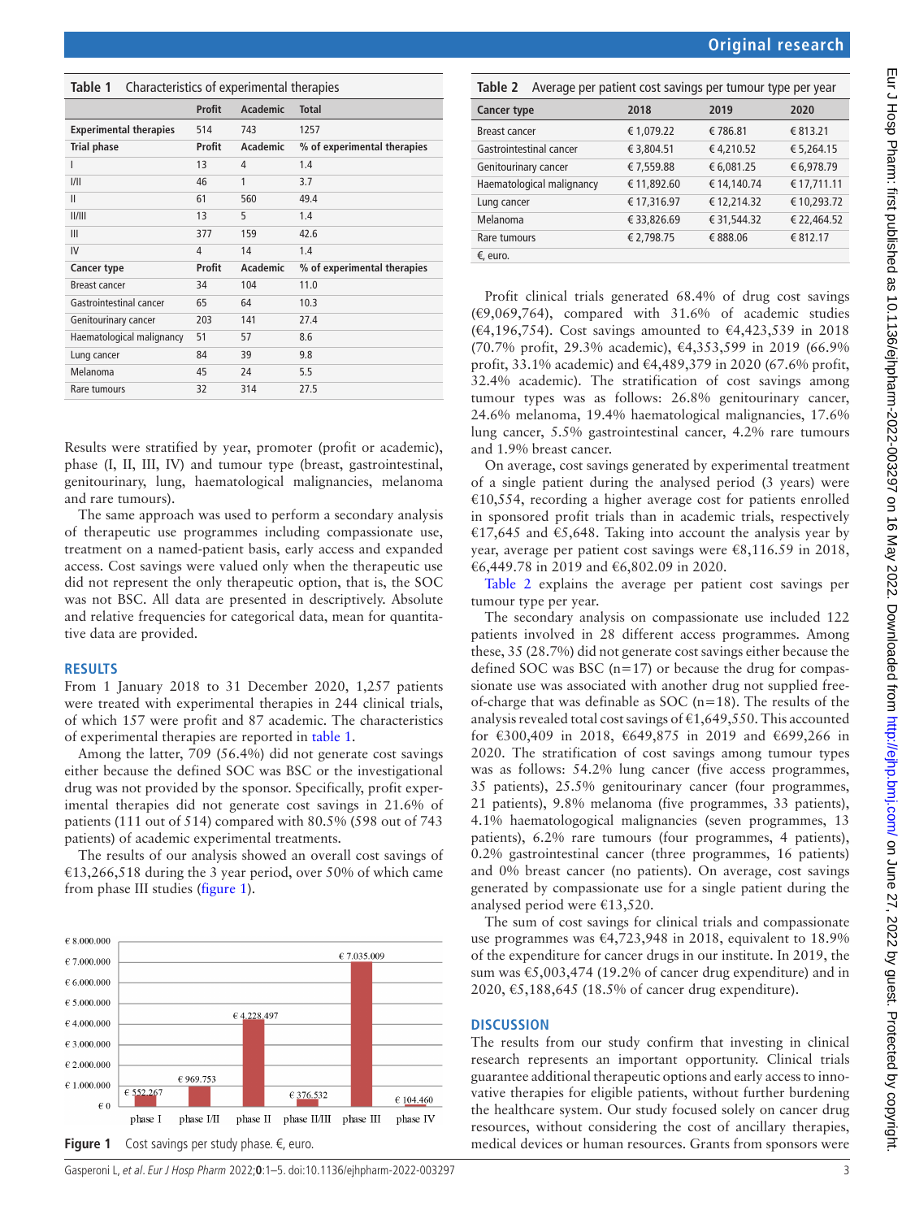**Table 1** Characteristics of experimental therapies

| | Profit | Academic | Total |
|---|---|---|---|
| **Experimental therapies** | 514 | 743 | 1257 |
| **Trial phase** | **Profit** | **Academic** | **% of experimental therapies** |
| I | 13 | 4 | 1.4 |
| I/II | 46 | 1 | 3.7 |
| II | 61 | 560 | 49.4 |
| II/III | 13 | 5 | 1.4 |
| III | 377 | 159 | 42.6 |
| IV | 4 | 14 | 1.4 |
| **Cancer type** | **Profit** | **Academic** | **% of experimental therapies** |
| Breast cancer | 34 | 104 | 11.0 |
| Gastrointestinal cancer | 65 | 64 | 10.3 |
| Genitourinary cancer | 203 | 141 | 27.4 |
| Haematological malignancy | 51 | 57 | 8.6 |
| Lung cancer | 84 | 39 | 9.8 |
| Melanoma | 45 | 24 | 5.5 |
| Rare tumours | 32 | 314 | 27.5 |

Results were stratified by year, promoter (profit or academic), phase (I, II, III, IV) and tumour type (breast, gastrointestinal, genitourinary, lung, haematological malignancies, melanoma and rare tumours).

The same approach was used to perform a secondary analysis of therapeutic use programmes including compassionate use, treatment on a named-patient basis, early access and expanded access. Cost savings were valued only when the therapeutic use did not represent the only therapeutic option, that is, the SOC was not BSC. All data are presented in descriptively. Absolute and relative frequencies for categorical data, mean for quantitative data are provided.

## RESULTS

From 1 January 2018 to 31 December 2020, 1,257 patients were treated with experimental therapies in 244 clinical trials, of which 157 were profit and 87 academic. The characteristics of experimental therapies are reported in table 1.

Among the latter, 709 (56.4%) did not generate cost savings either because the defined SOC was BSC or the investigational drug was not provided by the sponsor. Specifically, profit experimental therapies did not generate cost savings in 21.6% of patients (111 out of 514) compared with 80.5% (598 out of 743 patients) of academic experimental treatments.

The results of our analysis showed an overall cost savings of €13,266,518 during the 3 year period, over 50% of which came from phase III studies (figure 1).

| Phase | Cost savings |
|---|---|
| phase I | € 552.267 |
| phase I/II | € 969.753 |
| phase II | € 4.228.497 |
| phase II/III | € 376.532 |
| phase III | € 7.035.009 |
| phase IV | € 104.460 |

**Figure 1** Cost savings per study phase. €, euro.

**Table 2** Average per patient cost savings per tumour type per year

| Cancer type | 2018 | 2019 | 2020 |
|---|---|---|---|
| Breast cancer | € 1,079.22 | € 786.81 | € 813.21 |
| Gastrointestinal cancer | € 3,804.51 | € 4,210.52 | € 5,264.15 |
| Genitourinary cancer | € 7,559.88 | € 6,081.25 | € 6,978.79 |
| Haematological malignancy | € 11,892.60 | € 14,140.74 | € 17,711.11 |
| Lung cancer | € 17,316.97 | € 12,214.32 | € 10,293.72 |
| Melanoma | € 33,826.69 | € 31,544.32 | € 22,464.52 |
| Rare tumours | € 2,798.75 | € 888.06 | € 812.17 |

€, euro.

Profit clinical trials generated 68.4% of drug cost savings (€9,069,764), compared with 31.6% of academic studies (€4,196,754). Cost savings amounted to €4,423,539 in 2018 (70.7% profit, 29.3% academic), €4,353,599 in 2019 (66.9% profit, 33.1% academic) and €4,489,379 in 2020 (67.6% profit, 32.4% academic). The stratification of cost savings among tumour types was as follows: 26.8% genitourinary cancer, 24.6% melanoma, 19.4% haematological malignancies, 17.6% lung cancer, 5.5% gastrointestinal cancer, 4.2% rare tumours and 1.9% breast cancer.

On average, cost savings generated by experimental treatment of a single patient during the analysed period (3 years) were €10,554, recording a higher average cost for patients enrolled in sponsored profit trials than in academic trials, respectively €17,645 and €5,648. Taking into account the analysis year by year, average per patient cost savings were €8,116.59 in 2018, €6,449.78 in 2019 and €6,802.09 in 2020.

Table 2 explains the average per patient cost savings per tumour type per year.

The secondary analysis on compassionate use included 122 patients involved in 28 different access programmes. Among these, 35 (28.7%) did not generate cost savings either because the defined SOC was BSC (n=17) or because the drug for compassionate use was associated with another drug not supplied free-of-charge that was definable as SOC (n=18). The results of the analysis revealed total cost savings of €1,649,550. This accounted for €300,409 in 2018, €649,875 in 2019 and €699,266 in 2020. The stratification of cost savings among tumour types was as follows: 54.2% lung cancer (five access programmes, 35 patients), 25.5% genitourinary cancer (four programmes, 21 patients), 9.8% melanoma (five programmes, 33 patients), 4.1% haematological malignancies (seven programmes, 13 patients), 6.2% rare tumours (four programmes, 4 patients), 0.2% gastrointestinal cancer (three programmes, 16 patients) and 0% breast cancer (no patients). On average, cost savings generated by compassionate use for a single patient during the analysed period were €13,520.

The sum of cost savings for clinical trials and compassionate use programmes was €4,723,948 in 2018, equivalent to 18.9% of the expenditure for cancer drugs in our institute. In 2019, the sum was €5,003,474 (19.2% of cancer drug expenditure) and in 2020, €5,188,645 (18.5% of cancer drug expenditure).

## DISCUSSION

The results from our study confirm that investing in clinical research represents an important opportunity. Clinical trials guarantee additional therapeutic options and early access to innovative therapies for eligible patients, without further burdening the healthcare system. Our study focused solely on cancer drug resources, without considering the cost of ancillary therapies, medical devices or human resources. Grants from sponsors were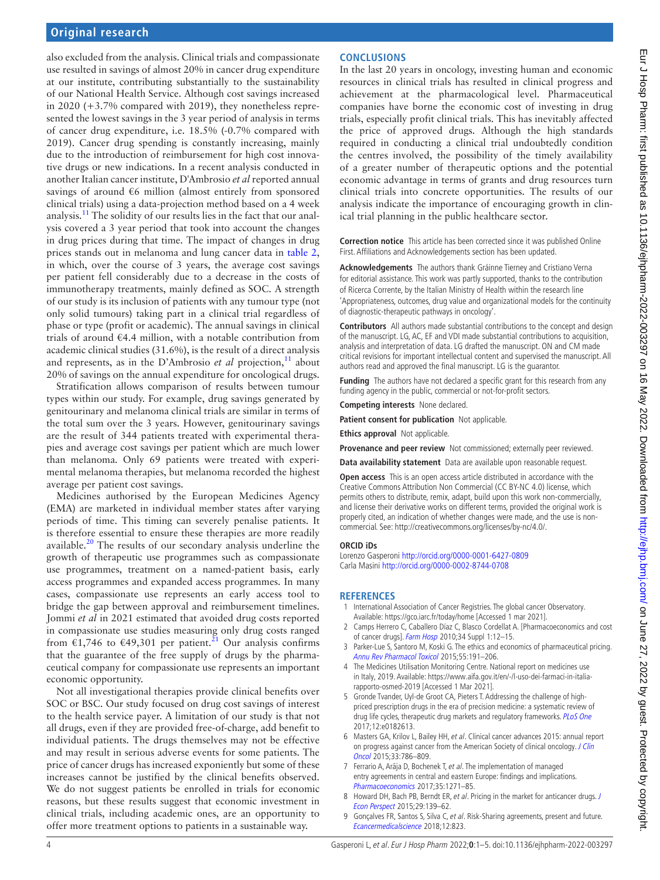also excluded from the analysis. Clinical trials and compassionate use resulted in savings of almost 20% in cancer drug expenditure at our institute, contributing substantially to the sustainability of our National Health Service. Although cost savings increased in 2020 (+3.7% compared with 2019), they nonetheless represented the lowest savings in the 3 year period of analysis in terms of cancer drug expenditure, i.e. 18.5% (-0.7% compared with 2019). Cancer drug spending is constantly increasing, mainly due to the introduction of reimbursement for high cost innovative drugs or new indications. In a recent analysis conducted in another Italian cancer institute, D'Ambrosio *et al* reported annual savings of around €6 million (almost entirely from sponsored clinical trials) using a data-projection method based on a 4 week analysis.[11] The solidity of our results lies in the fact that our analysis covered a 3 year period that took into account the changes in drug prices during that time. The impact of changes in drug prices stands out in melanoma and lung cancer data in table 2, in which, over the course of 3 years, the average cost savings per patient fell considerably due to a decrease in the costs of immunotherapy treatments, mainly defined as SOC. A strength of our study is its inclusion of patients with any tumour type (not only solid tumours) taking part in a clinical trial regardless of phase or type (profit or academic). The annual savings in clinical trials of around €4.4 million, with a notable contribution from academic clinical studies (31.6%), is the result of a direct analysis and represents, as in the D'Ambrosio *et al* projection,[11] about 20% of savings on the annual expenditure for oncological drugs.

Stratification allows comparison of results between tumour types within our study. For example, drug savings generated by genitourinary and melanoma clinical trials are similar in terms of the total sum over the 3 years. However, genitourinary savings are the result of 344 patients treated with experimental therapies and average cost savings per patient which are much lower than melanoma. Only 69 patients were treated with experimental melanoma therapies, but melanoma recorded the highest average per patient cost savings.

Medicines authorised by the European Medicines Agency (EMA) are marketed in individual member states after varying periods of time. This timing can severely penalise patients. It is therefore essential to ensure these therapies are more readily available.[20] The results of our secondary analysis underline the growth of therapeutic use programmes such as compassionate use programmes, treatment on a named-patient basis, early access programmes and expanded access programmes. In many cases, compassionate use represents an early access tool to bridge the gap between approval and reimbursement timelines. Jommi *et al* in 2021 estimated that avoided drug costs reported in compassionate use studies measuring only drug costs ranged from €1,746 to €49,301 per patient.[21] Our analysis confirms that the guarantee of the free supply of drugs by the pharmaceutical company for compassionate use represents an important economic opportunity.

Not all investigational therapies provide clinical benefits over SOC or BSC. Our study focused on drug cost savings of interest to the health service payer. A limitation of our study is that not all drugs, even if they are provided free-of-charge, add benefit to individual patients. The drugs themselves may not be effective and may result in serious adverse events for some patients. The price of cancer drugs has increased exponiently but some of these increases cannot be justified by the clinical benefits observed. We do not suggest patients be enrolled in trials for economic reasons, but these results suggest that economic investment in clinical trials, including academic ones, are an opportunity to offer more treatment options to patients in a sustainable way.

## CONCLUSIONS

In the last 20 years in oncology, investing human and economic resources in clinical trials has resulted in clinical progress and achievement at the pharmacological level. Pharmaceutical companies have borne the economic cost of investing in drug trials, especially profit clinical trials. This has inevitably affected the price of approved drugs. Although the high standards required in conducting a clinical trial undoubtedly condition the centres involved, the possibility of the timely availability of a greater number of therapeutic options and the potential economic advantage in terms of grants and drug resources turn clinical trials into concrete opportunities. The results of our analysis indicate the importance of encouraging growth in clinical trial planning in the public healthcare sector.

**Correction notice** This article has been corrected since it was published Online First. Affiliations and Acknowledgements section has been updated.

**Acknowledgements** The authors thank Gráinne Tierney and Cristiano Verna for editorial assistance. This work was partly supported, thanks to the contribution of Ricerca Corrente, by the Italian Ministry of Health within the research line 'Appropriateness, outcomes, drug value and organizational models for the continuity of diagnostic-therapeutic pathways in oncology'.

**Contributors** All authors made substantial contributions to the concept and design of the manuscript. LG, AC, EF and VDI made substantial contributions to acquisition, analysis and interpretation of data. LG drafted the manuscript. ON and CM made critical revisions for important intellectual content and supervised the manuscript. All authors read and approved the final manuscript. LG is the guarantor.

**Funding** The authors have not declared a specific grant for this research from any funding agency in the public, commercial or not-for-profit sectors.

**Competing interests** None declared.

**Patient consent for publication** Not applicable.

**Ethics approval** Not applicable.

**Provenance and peer review** Not commissioned; externally peer reviewed.

**Data availability statement** Data are available upon reasonable request.

**Open access** This is an open access article distributed in accordance with the Creative Commons Attribution Non Commercial (CC BY-NC 4.0) license, which permits others to distribute, remix, adapt, build upon this work non-commercially, and license their derivative works on different terms, provided the original work is properly cited, an indication of whether changes were made, and the use is non-commercial. See: http://creativecommons.org/licenses/by-nc/4.0/.

### ORCID iDs

Lorenzo Gasperoni http://orcid.org/0000-0001-6427-0809
Carla Masini http://orcid.org/0000-0002-8744-0708

## REFERENCES

1. International Association of Cancer Registries. The global cancer Observatory. Available: https://gco.iarc.fr/today/home [Accessed 1 mar 2021].
2. Camps Herrero C, Caballero Díaz C, Blasco Cordellat A. [Pharmacoeconomics and cost of cancer drugs]. *Farm Hosp* 2010;34 Suppl 1:12–15.
3. Parker-Lue S, Santoro M, Koski G. The ethics and economics of pharmaceutical pricing. *Annu Rev Pharmacol Toxicol* 2015;55:191–206.
4. The Medicines Utilisation Monitoring Centre. National report on medicines use in Italy, 2019. Available: https://www.aifa.gov.it/en/-/l-uso-dei-farmaci-in-italia-rapporto-osmed-2019 [Accessed 1 Mar 2021].
5. Gronde Tvander, Uyl-de Groot CA, Pieters T. Addressing the challenge of high-priced prescription drugs in the era of precision medicine: a systematic review of drug life cycles, therapeutic drug markets and regulatory frameworks. *PLoS One* 2017;12:e0182613.
6. Masters GA, Krilov L, Bailey HH, *et al*. Clinical cancer advances 2015: annual report on progress against cancer from the American Society of clinical oncology. *J Clin Oncol* 2015;33:786–809.
7. Ferrario A, Arāja D, Bochenek T, *et al*. The implementation of managed entry agreements in central and eastern Europe: findings and implications. *Pharmacoeconomics* 2017;35:1271–85.
8. Howard DH, Bach PB, Berndt ER, *et al*. Pricing in the market for anticancer drugs. *J Econ Perspect* 2015;29:139–62.
9. Gonçalves FR, Santos S, Silva C, *et al*. Risk-Sharing agreements, present and future. *Ecancermedicalscience* 2018;12:823.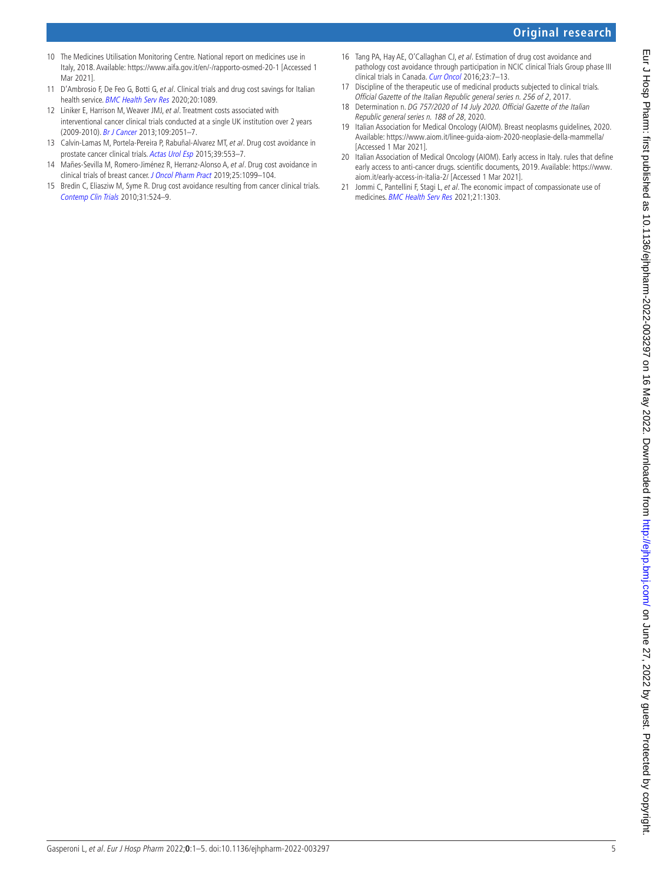10 The Medicines Utilisation Monitoring Centre. National report on medicines use in Italy, 2018. Available: https://www.aifa.gov.it/en/-/rapporto-osmed-20-1 [Accessed 1 Mar 2021].

11 D'Ambrosio F, De Feo G, Botti G, *et al*. Clinical trials and drug cost savings for Italian health service. *BMC Health Serv Res* 2020;20:1089.

12 Liniker E, Harrison M, Weaver JMJ, *et al*. Treatment costs associated with interventional cancer clinical trials conducted at a single UK institution over 2 years (2009-2010). *Br J Cancer* 2013;109:2051–7.

13 Calvin-Lamas M, Portela-Pereira P, Rabuñal-Alvarez MT, *et al*. Drug cost avoidance in prostate cancer clinical trials. *Actas Urol Esp* 2015;39:553–7.

14 Mañes-Sevilla M, Romero-Jiménez R, Herranz-Alonso A, *et al*. Drug cost avoidance in clinical trials of breast cancer. *J Oncol Pharm Pract* 2019;25:1099–104.

15 Bredin C, Eliasziw M, Syme R. Drug cost avoidance resulting from cancer clinical trials. *Contemp Clin Trials* 2010;31:524–9.

16 Tang PA, Hay AE, O'Callaghan CJ, *et al*. Estimation of drug cost avoidance and pathology cost avoidance through participation in NCIC clinical Trials Group phase III clinical trials in Canada. *Curr Oncol* 2016;23:7–13.

17 Discipline of the therapeutic use of medicinal products subjected to clinical trials. *Official Gazette of the Italian Republic general series n. 256 of 2*, 2017.

18 Determination n. *DG 757/2020 of 14 July 2020. Official Gazette of the Italian Republic general series n. 188 of 28*, 2020.

19 Italian Association for Medical Oncology (AIOM). Breast neoplasms guidelines, 2020. Available: https://www.aiom.it/linee-guida-aiom-2020-neoplasie-della-mammella/ [Accessed 1 Mar 2021].

20 Italian Association of Medical Oncology (AIOM). Early access in Italy. rules that define early access to anti-cancer drugs. scientific documents, 2019. Available: https://www.aiom.it/early-access-in-italia-2/ [Accessed 1 Mar 2021].

21 Jommi C, Pantellini F, Stagi L, *et al*. The economic impact of compassionate use of medicines. *BMC Health Serv Res* 2021;21:1303.